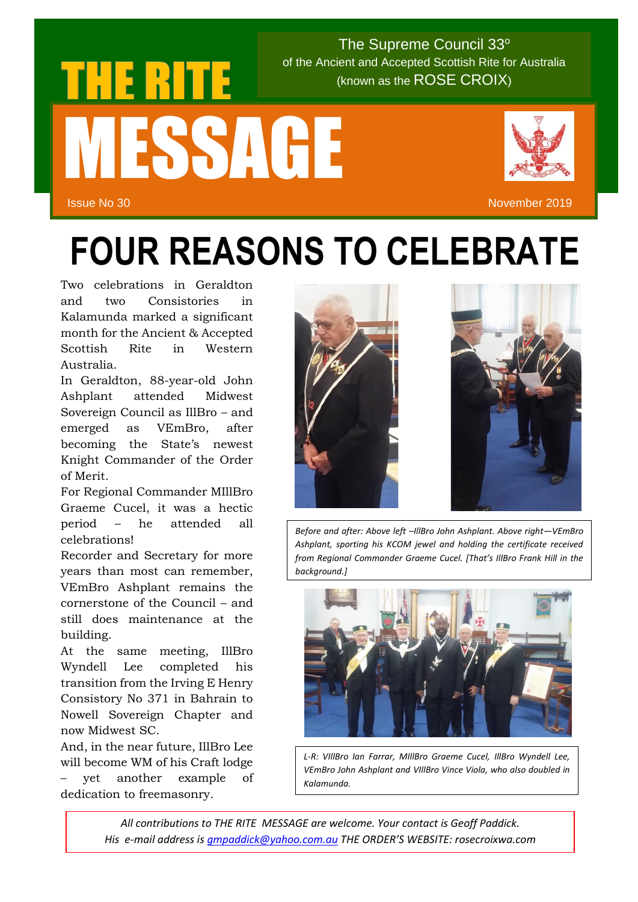# THE RITE MESSAGE

The Supreme Council 33º of the Ancient and Accepted Scottish Rite for Australia (known as the ROSE CROIX)

Issue No 30

November 2019

# FOUR REASONS TO CELEBRATE

Two celebrations in Geraldton and two Consistories in Kalamunda marked a significant month for the Ancient & Accepted Scottish Rite in Western Australia.

In Geraldton, 88-year-old John Ashplant attended Midwest Sovereign Council as IllBro – and emerged as VEmBro, after becoming the State's newest Knight Commander of the Order of Merit.

For Regional Commander MIllBro Graeme Cucel, it was a hectic period – he attended all celebrations!

Recorder and Secretary for more years than most can remember, VEmBro Ashplant remains the cornerstone of the Council – and still does maintenance at the building.

At the same meeting, IllBro Wyndell Lee completed his transition from the Irving E Henry Consistory No 371 in Bahrain to Nowell Sovereign Chapter and now Midwest SC.

And, in the near future, IllBro Lee will become WM of his Craft lodge – yet another example of dedication to freemasonry.

*Before and after: Above left –IllBro John Ashplant. Above right—VEmBro Ashplant, sporting his KCOM jewel and holding the certificate received from Regional Commander Graeme Cucel. [That's IllBro Frank Hill in the background.]*

*L-R: VIllBro Ian Farrar, MIllBro Graeme Cucel, IllBro Wyndell Lee, VEmBro John Ashplant and VIllBro Vince Viola, who also doubled in Kalamunda.*

*All contributions to THE RITE MESSAGE are welcome. Your contact is Geoff Paddick. His e-mail address is gmpaddick@yahoo.com.au THE ORDER'S WEBSITE: rosecroixwa.com*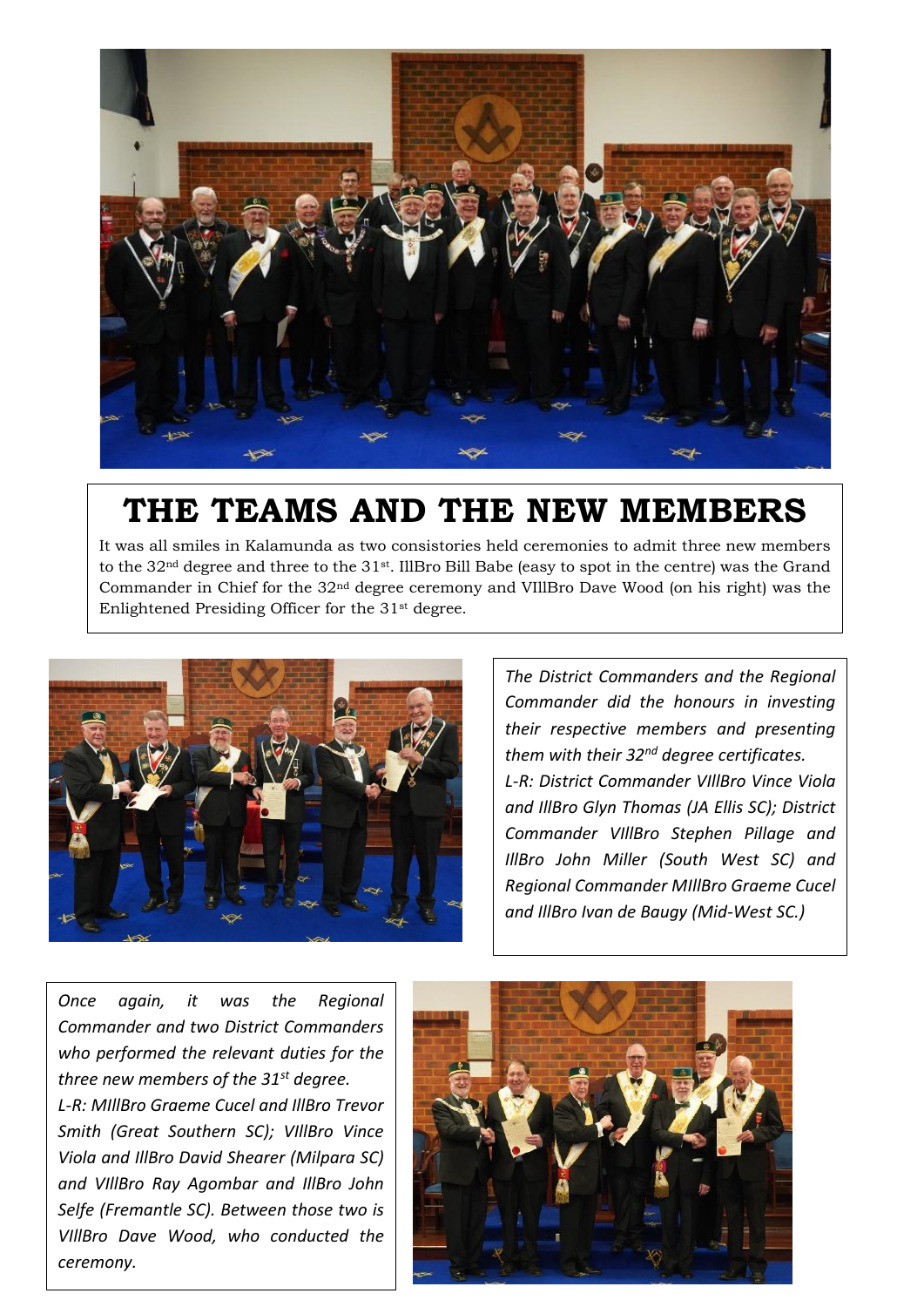# THE TEAMS AND THE NEW MEMBERS

It was all smiles in Kalamunda as two consistories held ceremonies to admit three new members to the 32nd degree and three to the 31st. IllBro Bill Babe (easy to spot in the centre) was the Grand Commander in Chief for the 32nd degree ceremony and VIllBro Dave Wood (on his right) was the Enlightened Presiding Officer for the 31st degree.

*The District Commanders and the Regional Commander did the honours in investing their respective members and presenting them with their 32nd degree certificates.*
*L-R: District Commander VIllBro Vince Viola and IllBro Glyn Thomas (JA Ellis SC); District Commander VIllBro Stephen Pillage and IllBro John Miller (South West SC) and Regional Commander MIllBro Graeme Cucel and IllBro Ivan de Baugy (Mid-West SC.)*

*Once again, it was the Regional Commander and two District Commanders who performed the relevant duties for the three new members of the 31st degree.*
*L-R: MIllBro Graeme Cucel and IllBro Trevor Smith (Great Southern SC); VIllBro Vince Viola and IllBro David Shearer (Milpara SC) and VIllBro Ray Agombar and IllBro John Selfe (Fremantle SC). Between those two is VIllBro Dave Wood, who conducted the ceremony.*